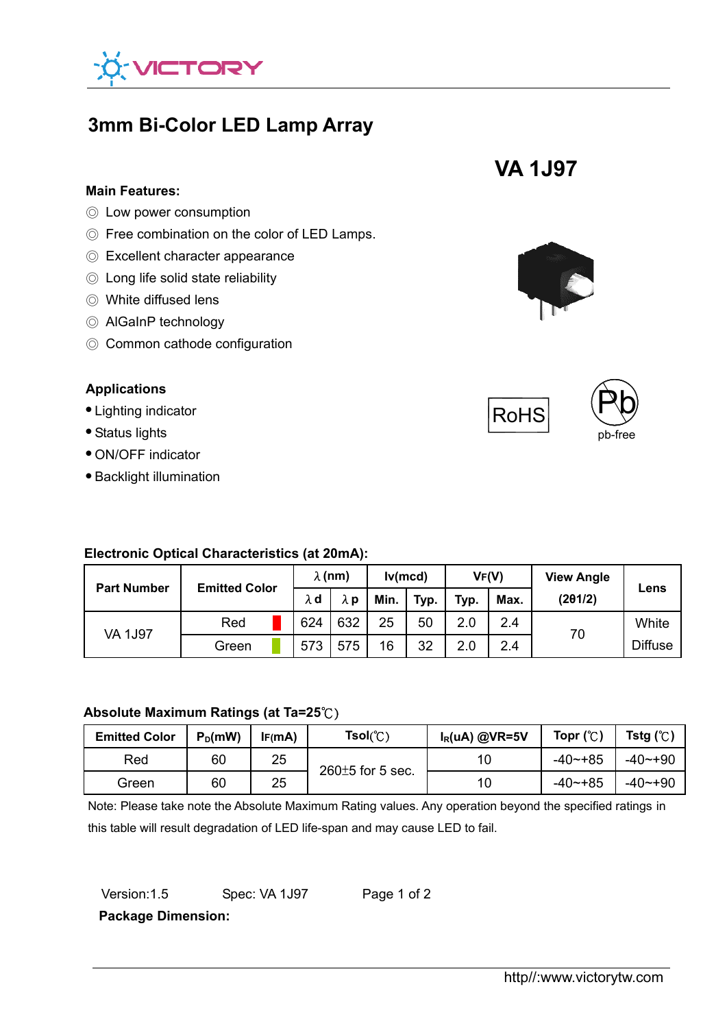# 3mm Bi-Color LED Lamp Array

## VA 1J97

### Main Features:

◎ Low power consumption

◎ Free combination on the color of LED Lamps.

◎ Excellent character appearance

◎ Long life solid state reliability

◎ White diffused lens

◎ AlGaInP technology

◎ Common cathode configuration

### Applications

- Lighting indicator
- Status lights
- ON/OFF indicator
- Backlight illumination

RoHS

Pb pb-free

### Electronic Optical Characteristics (at 20mA):

| Part Number | Emitted Color | λ (nm) | | Iv(mcd) | | VF(V) | | View Angle | Lens |
|---|---|---|---|---|---|---|---|---|---|
| | | λ d | λ p | Min. | Typ. | Typ. | Max. | (2θ1/2) | |
| VA 1J97 | Red | 624 | 632 | 25 | 50 | 2.0 | 2.4 | 70 | White Diffuse |
| | Green | 573 | 575 | 16 | 32 | 2.0 | 2.4 | | |

### Absolute Maximum Ratings (at Ta=25℃)

| Emitted Color | $P_D$(mW) | IF(mA) | Tsol(℃) | $I_R$(uA) @VR=5V | Topr (℃) | Tstg (℃) |
|---|---|---|---|---|---|---|
| Red | 60 | 25 | 260±5 for 5 sec. | 10 | -40~+85 | -40~+90 |
| Green | 60 | 25 | | 10 | -40~+85 | -40~+90 |

Note: Please take note the Absolute Maximum Rating values. Any operation beyond the specified ratings in this table will result degradation of LED life-span and may cause LED to fail.

Version:1.5 Spec: VA 1J97

**Package Dimension:**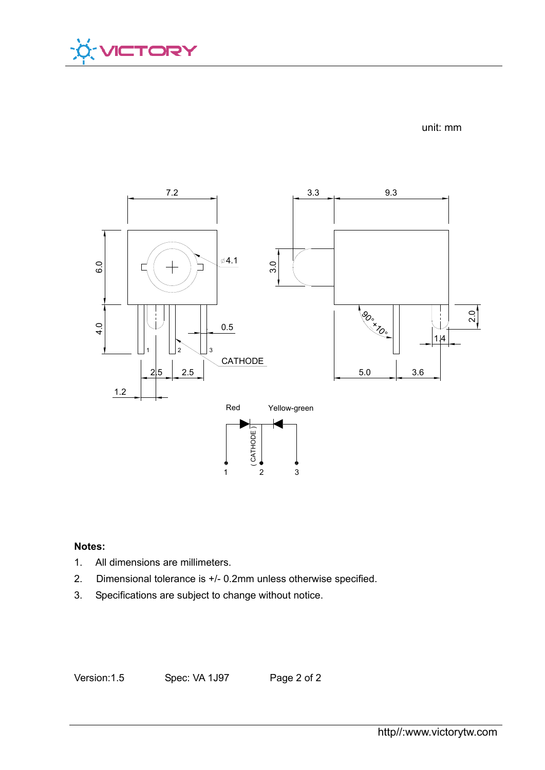unit: mm

7.2

6.0

4.0

⌀4.1

0.5

CATHODE

2.5

2.5

1.2

3.3

9.3

3.0

90°±10°

2.0

1.4

5.0

3.6

Red

Yellow-green

( CATHODE )

1

2

3

**Notes:**

1. All dimensions are millimeters.
2. Dimensional tolerance is +/- 0.2mm unless otherwise specified.
3. Specifications are subject to change without notice.

Version:1.5 Spec: VA 1J97